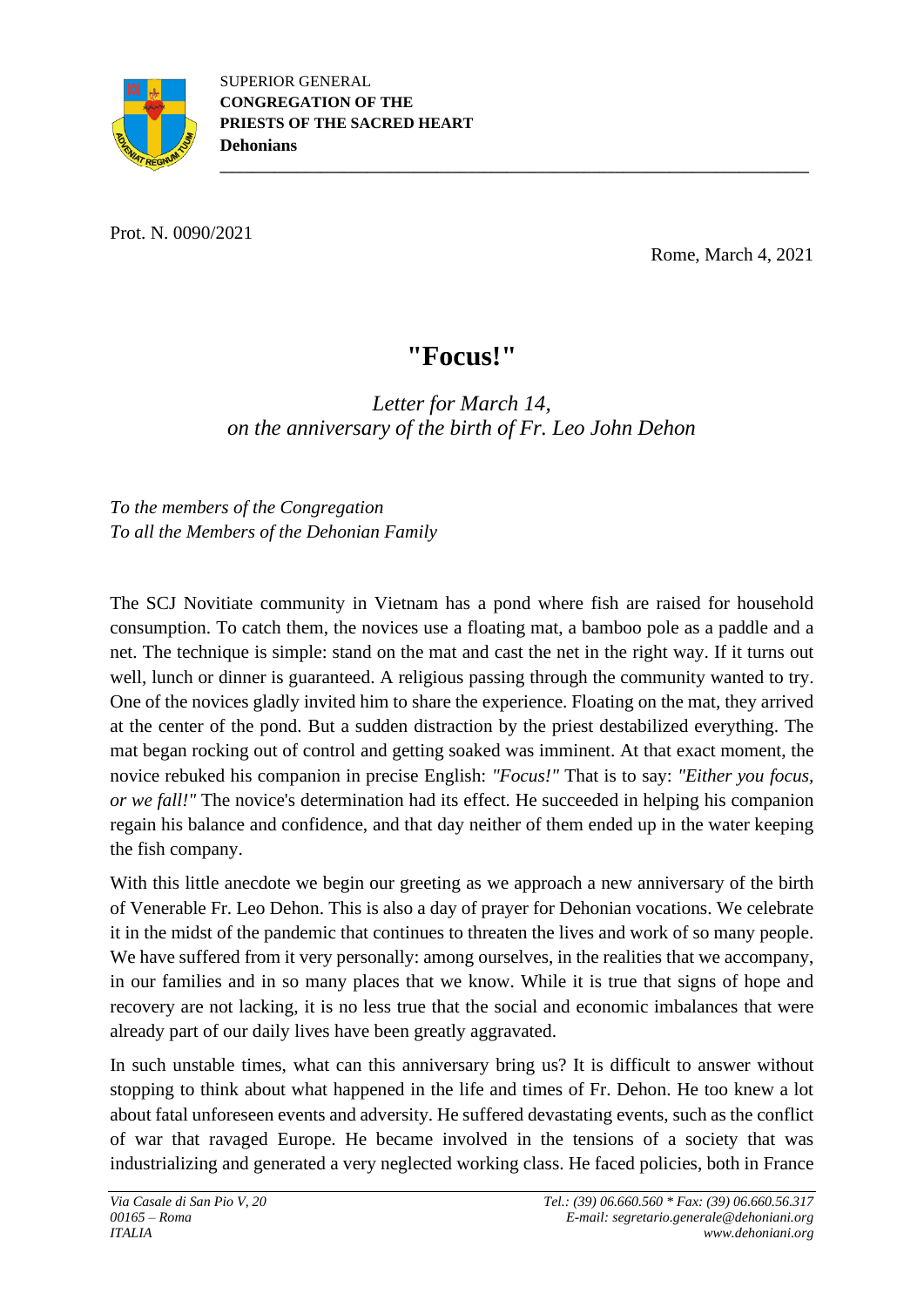SUPERIOR GENERAL
**CONGREGATION OF THE PRIESTS OF THE SACRED HEART**
**Dehonians**

Prot. N. 0090/2021

Rome, March 4, 2021

# "Focus!"

*Letter for March 14,*
*on the anniversary of the birth of Fr. Leo John Dehon*

*To the members of the Congregation*
*To all the Members of the Dehonian Family*

The SCJ Novitiate community in Vietnam has a pond where fish are raised for household consumption. To catch them, the novices use a floating mat, a bamboo pole as a paddle and a net. The technique is simple: stand on the mat and cast the net in the right way. If it turns out well, lunch or dinner is guaranteed. A religious passing through the community wanted to try. One of the novices gladly invited him to share the experience. Floating on the mat, they arrived at the center of the pond. But a sudden distraction by the priest destabilized everything. The mat began rocking out of control and getting soaked was imminent. At that exact moment, the novice rebuked his companion in precise English: *"Focus!"* That is to say: *"Either you focus, or we fall!"* The novice's determination had its effect. He succeeded in helping his companion regain his balance and confidence, and that day neither of them ended up in the water keeping the fish company.

With this little anecdote we begin our greeting as we approach a new anniversary of the birth of Venerable Fr. Leo Dehon. This is also a day of prayer for Dehonian vocations. We celebrate it in the midst of the pandemic that continues to threaten the lives and work of so many people. We have suffered from it very personally: among ourselves, in the realities that we accompany, in our families and in so many places that we know. While it is true that signs of hope and recovery are not lacking, it is no less true that the social and economic imbalances that were already part of our daily lives have been greatly aggravated.

In such unstable times, what can this anniversary bring us? It is difficult to answer without stopping to think about what happened in the life and times of Fr. Dehon. He too knew a lot about fatal unforeseen events and adversity. He suffered devastating events, such as the conflict of war that ravaged Europe. He became involved in the tensions of a society that was industrializing and generated a very neglected working class. He faced policies, both in France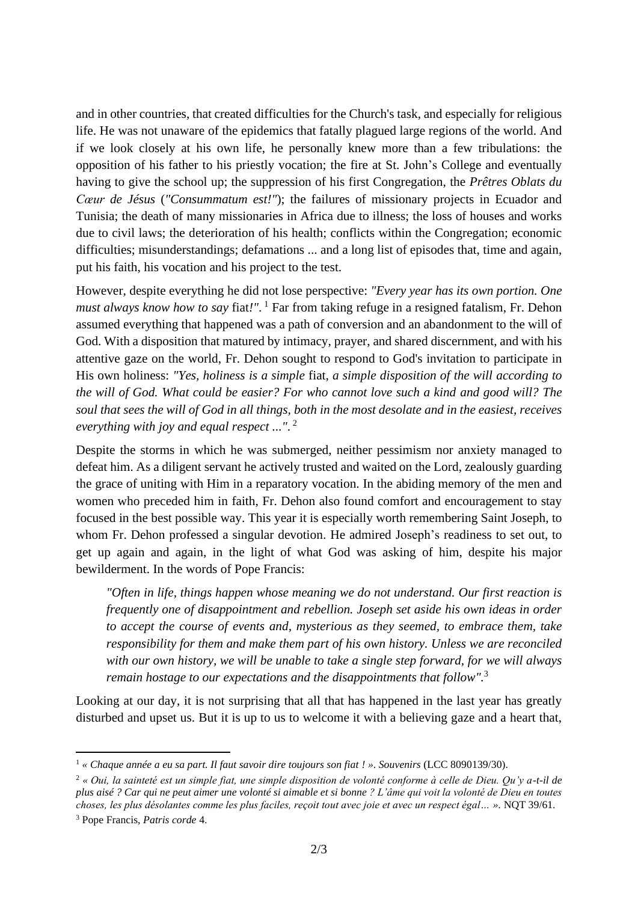and in other countries, that created difficulties for the Church's task, and especially for religious life. He was not unaware of the epidemics that fatally plagued large regions of the world. And if we look closely at his own life, he personally knew more than a few tribulations: the opposition of his father to his priestly vocation; the fire at St. John's College and eventually having to give the school up; the suppression of his first Congregation, the *Prêtres Oblats du Cœur de Jésus* (*"Consummatum est!"*); the failures of missionary projects in Ecuador and Tunisia; the death of many missionaries in Africa due to illness; the loss of houses and works due to civil laws; the deterioration of his health; conflicts within the Congregation; economic difficulties; misunderstandings; defamations ... and a long list of episodes that, time and again, put his faith, his vocation and his project to the test.

However, despite everything he did not lose perspective: *"Every year has its own portion. One must always know how to say* fiat*!"*.[1] Far from taking refuge in a resigned fatalism, Fr. Dehon assumed everything that happened was a path of conversion and an abandonment to the will of God. With a disposition that matured by intimacy, prayer, and shared discernment, and with his attentive gaze on the world, Fr. Dehon sought to respond to God's invitation to participate in His own holiness: *"Yes, holiness is a simple* fiat*, a simple disposition of the will according to the will of God. What could be easier? For who cannot love such a kind and good will? The soul that sees the will of God in all things, both in the most desolate and in the easiest, receives everything with joy and equal respect ..."*.[2]

Despite the storms in which he was submerged, neither pessimism nor anxiety managed to defeat him. As a diligent servant he actively trusted and waited on the Lord, zealously guarding the grace of uniting with Him in a reparatory vocation. In the abiding memory of the men and women who preceded him in faith, Fr. Dehon also found comfort and encouragement to stay focused in the best possible way. This year it is especially worth remembering Saint Joseph, to whom Fr. Dehon professed a singular devotion. He admired Joseph's readiness to set out, to get up again and again, in the light of what God was asking of him, despite his major bewilderment. In the words of Pope Francis:

> *"Often in life, things happen whose meaning we do not understand. Our first reaction is frequently one of disappointment and rebellion. Joseph set aside his own ideas in order to accept the course of events and, mysterious as they seemed, to embrace them, take responsibility for them and make them part of his own history. Unless we are reconciled with our own history, we will be unable to take a single step forward, for we will always remain hostage to our expectations and the disappointments that follow"*.[3]

Looking at our day, it is not surprising that all that has happened in the last year has greatly disturbed and upset us. But it is up to us to welcome it with a believing gaze and a heart that,

---

[1] *« Chaque année a eu sa part. Il faut savoir dire toujours son fiat ! »*. *Souvenirs* (LCC 8090139/30).

[2] *« Oui, la sainteté est un simple fiat, une simple disposition de volonté conforme à celle de Dieu. Qu'y a-t-il de plus aisé ? Car qui ne peut aimer une volonté si aimable et si bonne ? L'âme qui voit la volonté de Dieu en toutes choses, les plus désolantes comme les plus faciles, reçoit tout avec joie et avec un respect égal… »*. NQT 39/61.

[3] Pope Francis, *Patris corde* 4.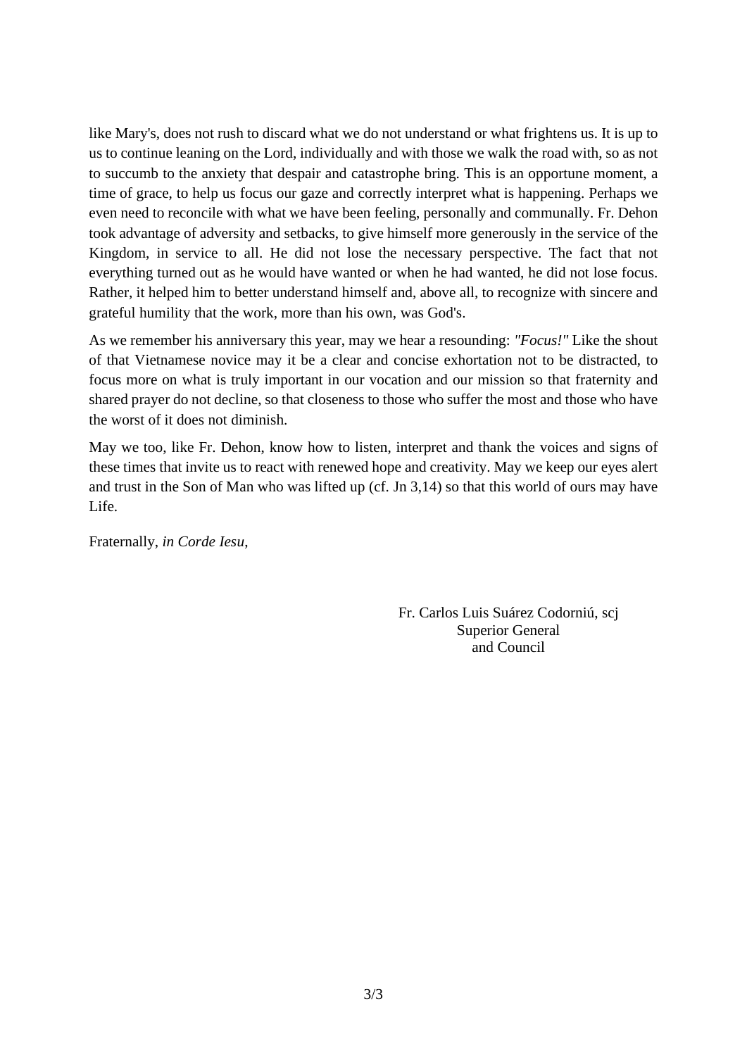like Mary's, does not rush to discard what we do not understand or what frightens us. It is up to us to continue leaning on the Lord, individually and with those we walk the road with, so as not to succumb to the anxiety that despair and catastrophe bring. This is an opportune moment, a time of grace, to help us focus our gaze and correctly interpret what is happening. Perhaps we even need to reconcile with what we have been feeling, personally and communally. Fr. Dehon took advantage of adversity and setbacks, to give himself more generously in the service of the Kingdom, in service to all. He did not lose the necessary perspective. The fact that not everything turned out as he would have wanted or when he had wanted, he did not lose focus. Rather, it helped him to better understand himself and, above all, to recognize with sincere and grateful humility that the work, more than his own, was God's.

As we remember his anniversary this year, may we hear a resounding: *"Focus!"* Like the shout of that Vietnamese novice may it be a clear and concise exhortation not to be distracted, to focus more on what is truly important in our vocation and our mission so that fraternity and shared prayer do not decline, so that closeness to those who suffer the most and those who have the worst of it does not diminish.

May we too, like Fr. Dehon, know how to listen, interpret and thank the voices and signs of these times that invite us to react with renewed hope and creativity. May we keep our eyes alert and trust in the Son of Man who was lifted up (cf. Jn 3,14) so that this world of ours may have Life.

Fraternally, *in Corde Iesu*,

Fr. Carlos Luis Suárez Codorniú, scj
Superior General
and Council